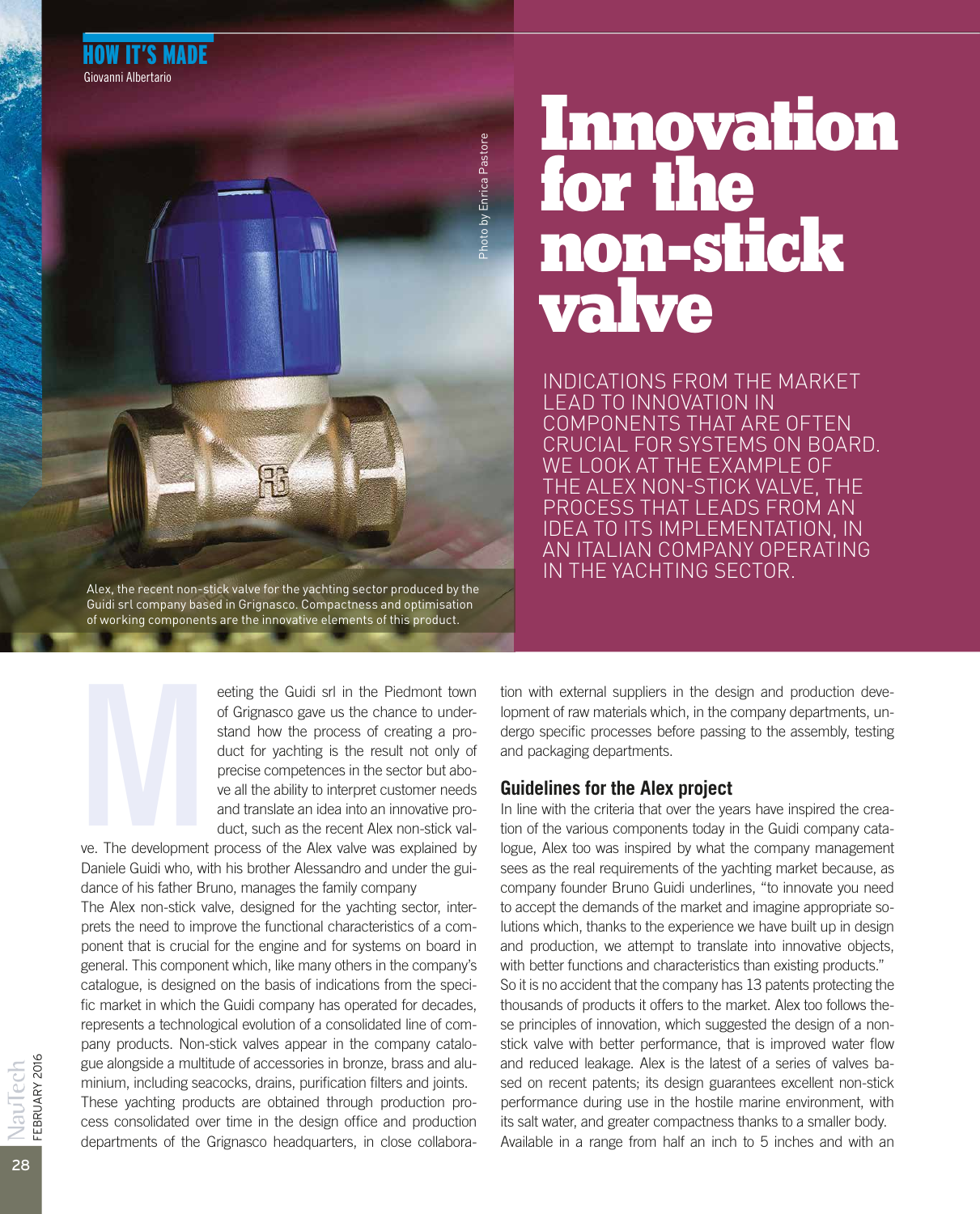HOW IT'S MADE

Giovanni Albertario

# Innovation for the non-stick valve

INDICATIONS FROM THE MARKET LEAD TO INNOVATION IN COMPONENTS THAT ARE OFTEN CRUCIAL FOR SYSTEMS ON BOARD. WE LOOK AT THE EXAMPLE OF THE ALEX NON-STICK VALVE, THE PROCESS THAT LEADS FROM AN IDEA TO ITS IMPLEMENTATION, IN AN ITALIAN COMPANY OPERATING IN THE YACHTING SECTOR.

Photo by Enrica Pastore

Alex, the recent non-stick valve for the yachting sector produced by the Guidi srl company based in Grignasco. Compactness and optimisation of working components are the innovative elements of this product.

Meeting the Guidi srl in the Piedmont town of Grignasco gave us the chance to understand how the process of creating a product for yachting is the result not only of precise competences in the sector but above all the ability to interpret customer needs and translate an idea into an innovative product, such as the recent Alex non-stick valve. The development process of the Alex valve was explained by Daniele Guidi who, with his brother Alessandro and under the guidance of his father Bruno, manages the family company

The Alex non-stick valve, designed for the yachting sector, interprets the need to improve the functional characteristics of a component that is crucial for the engine and for systems on board in general. This component which, like many others in the company's catalogue, is designed on the basis of indications from the specific market in which the Guidi company has operated for decades, represents a technological evolution of a consolidated line of company products. Non-stick valves appear in the company catalogue alongside a multitude of accessories in bronze, brass and aluminium, including seacocks, drains, purification filters and joints.

These yachting products are obtained through production process consolidated over time in the design office and production departments of the Grignasco headquarters, in close collaboration with external suppliers in the design and production development of raw materials which, in the company departments, undergo specific processes before passing to the assembly, testing and packaging departments.

## Guidelines for the Alex project

In line with the criteria that over the years have inspired the creation of the various components today in the Guidi company catalogue, Alex too was inspired by what the company management sees as the real requirements of the yachting market because, as company founder Bruno Guidi underlines, "to innovate you need to accept the demands of the market and imagine appropriate solutions which, thanks to the experience we have built up in design and production, we attempt to translate into innovative objects, with better functions and characteristics than existing products."

So it is no accident that the company has 13 patents protecting the thousands of products it offers to the market. Alex too follows these principles of innovation, which suggested the design of a non-stick valve with better performance, that is improved water flow and reduced leakage. Alex is the latest of a series of valves based on recent patents; its design guarantees excellent non-stick performance during use in the hostile marine environment, with its salt water, and greater compactness thanks to a smaller body. Available in a range from half an inch to 5 inches and with an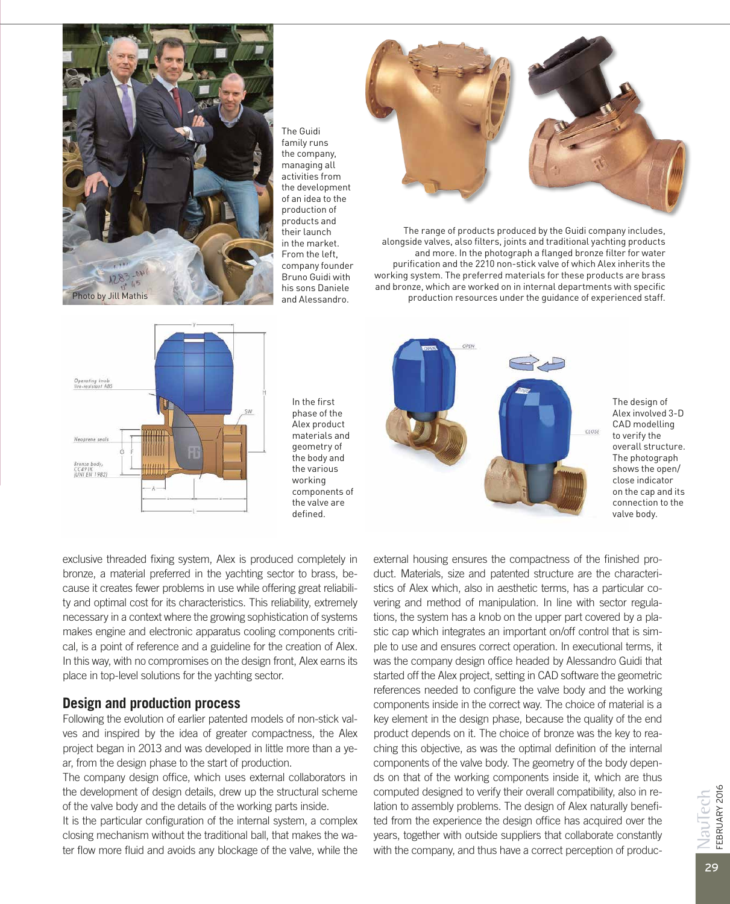The Guidi family runs the company, managing all activities from the development of an idea to the production of products and their launch in the market. From the left, company founder Bruno Guidi with his sons Daniele and Alessandro.

The range of products produced by the Guidi company includes, alongside valves, also filters, joints and traditional yachting products and more. In the photograph a flanged bronze filter for water purification and the 2210 non-stick valve of which Alex inherits the working system. The preferred materials for these products are brass and bronze, which are worked on in internal departments with specific production resources under the guidance of experienced staff.

In the first phase of the Alex product materials and geometry of the body and the various working components of the valve are defined.

The design of Alex involved 3-D CAD modelling to verify the overall structure. The photograph shows the open/close indicator on the cap and its connection to the valve body.

exclusive threaded fixing system, Alex is produced completely in bronze, a material preferred in the yachting sector to brass, because it creates fewer problems in use while offering great reliability and optimal cost for its characteristics. This reliability, extremely necessary in a context where the growing sophistication of systems makes engine and electronic apparatus cooling components critical, is a point of reference and a guideline for the creation of Alex. In this way, with no compromises on the design front, Alex earns its place in top-level solutions for the yachting sector.

## Design and production process

Following the evolution of earlier patented models of non-stick valves and inspired by the idea of greater compactness, the Alex project began in 2013 and was developed in little more than a year, from the design phase to the start of production.

The company design office, which uses external collaborators in the development of design details, drew up the structural scheme of the valve body and the details of the working parts inside.

It is the particular configuration of the internal system, a complex closing mechanism without the traditional ball, that makes the water flow more fluid and avoids any blockage of the valve, while the external housing ensures the compactness of the finished product. Materials, size and patented structure are the characteristics of Alex which, also in aesthetic terms, has a particular covering and method of manipulation. In line with sector regulations, the system has a knob on the upper part covered by a plastic cap which integrates an important on/off control that is simple to use and ensures correct operation. In executional terms, it was the company design office headed by Alessandro Guidi that started off the Alex project, setting in CAD software the geometric references needed to configure the valve body and the working components inside in the correct way. The choice of material is a key element in the design phase, because the quality of the end product depends on it. The choice of bronze was the key to reaching this objective, as was the optimal definition of the internal components of the valve body. The geometry of the body depends on that of the working components inside it, which are thus computed designed to verify their overall compatibility, also in relation to assembly problems. The design of Alex naturally benefited from the experience the design office has acquired over the years, together with outside suppliers that collaborate constantly with the company, and thus have a correct perception of produc-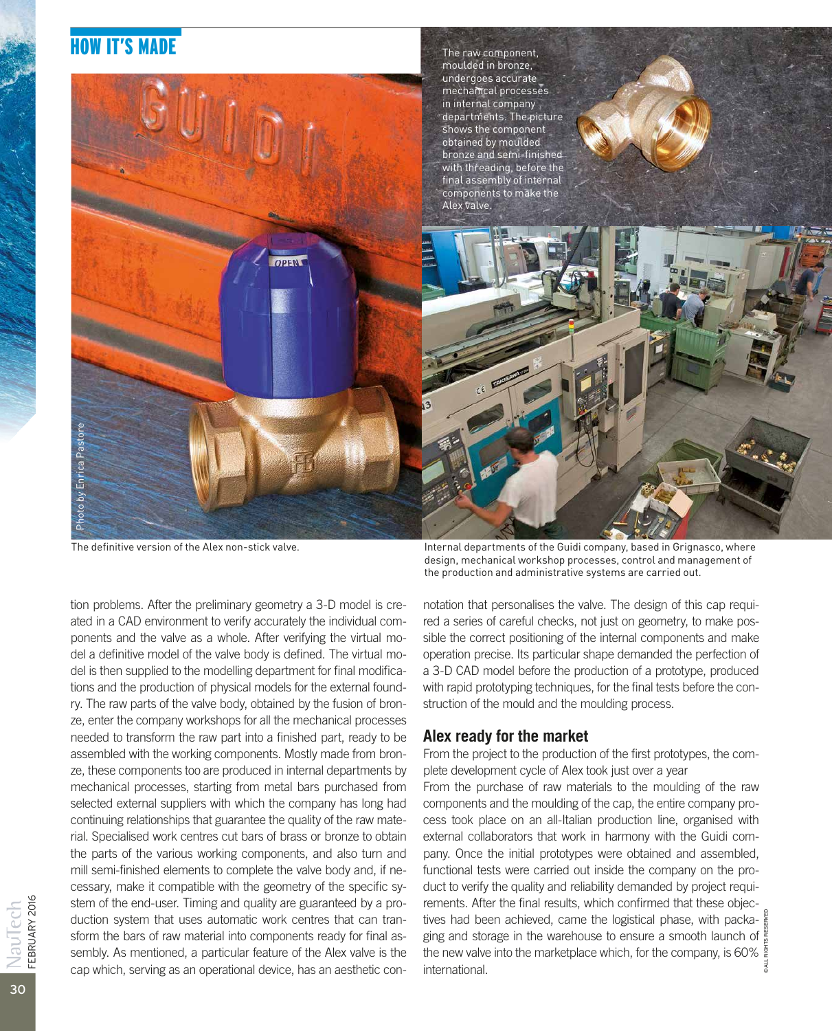The raw component, moulded in bronze, undergoes accurate mechanical processes in internal company departments. The picture shows the component obtained by moulded bronze and semi-finished with threading, before the final assembly of internal components to make the Alex valve.

The definitive version of the Alex non-stick valve.

Internal departments of the Guidi company, based in Grignasco, where design, mechanical workshop processes, control and management of the production and administrative systems are carried out.

tion problems. After the preliminary geometry a 3-D model is created in a CAD environment to verify accurately the individual components and the valve as a whole. After verifying the virtual model a definitive model of the valve body is defined. The virtual model is then supplied to the modelling department for final modifications and the production of physical models for the external foundry. The raw parts of the valve body, obtained by the fusion of bronze, enter the company workshops for all the mechanical processes needed to transform the raw part into a finished part, ready to be assembled with the working components. Mostly made from bronze, these components too are produced in internal departments by mechanical processes, starting from metal bars purchased from selected external suppliers with which the company has long had continuing relationships that guarantee the quality of the raw material. Specialised work centres cut bars of brass or bronze to obtain the parts of the various working components, and also turn and mill semi-finished elements to complete the valve body and, if necessary, make it compatible with the geometry of the specific system of the end-user. Timing and quality are guaranteed by a production system that uses automatic work centres that can transform the bars of raw material into components ready for final assembly. As mentioned, a particular feature of the Alex valve is the cap which, serving as an operational device, has an aesthetic connotation that personalises the valve. The design of this cap required a series of careful checks, not just on geometry, to make possible the correct positioning of the internal components and make operation precise. Its particular shape demanded the perfection of a 3-D CAD model before the production of a prototype, produced with rapid prototyping techniques, for the final tests before the construction of the mould and the moulding process.

## Alex ready for the market

From the project to the production of the first prototypes, the complete development cycle of Alex took just over a year

From the purchase of raw materials to the moulding of the raw components and the moulding of the cap, the entire company process took place on an all-Italian production line, organised with external collaborators that work in harmony with the Guidi company. Once the initial prototypes were obtained and assembled, functional tests were carried out inside the company on the product to verify the quality and reliability demanded by project requirements. After the final results, which confirmed that these objectives had been achieved, came the logistical phase, with packaging and storage in the warehouse to ensure a smooth launch of the new valve into the marketplace which, for the company, is 60% international.